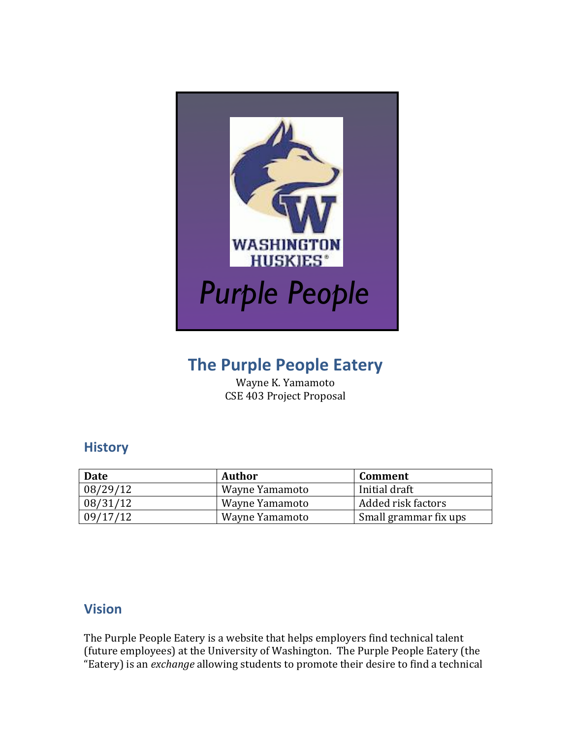# The Purple People Eatery

Wayne K. Yamamoto
CSE 403 Project Proposal

## History

| Date | Author | Comment |
| --- | --- | --- |
| 08/29/12 | Wayne Yamamoto | Initial draft |
| 08/31/12 | Wayne Yamamoto | Added risk factors |
| 09/17/12 | Wayne Yamamoto | Small grammar fix ups |

## Vision

The Purple People Eatery is a website that helps employers find technical talent (future employees) at the University of Washington. The Purple People Eatery (the "Eatery) is an *exchange* allowing students to promote their desire to find a technical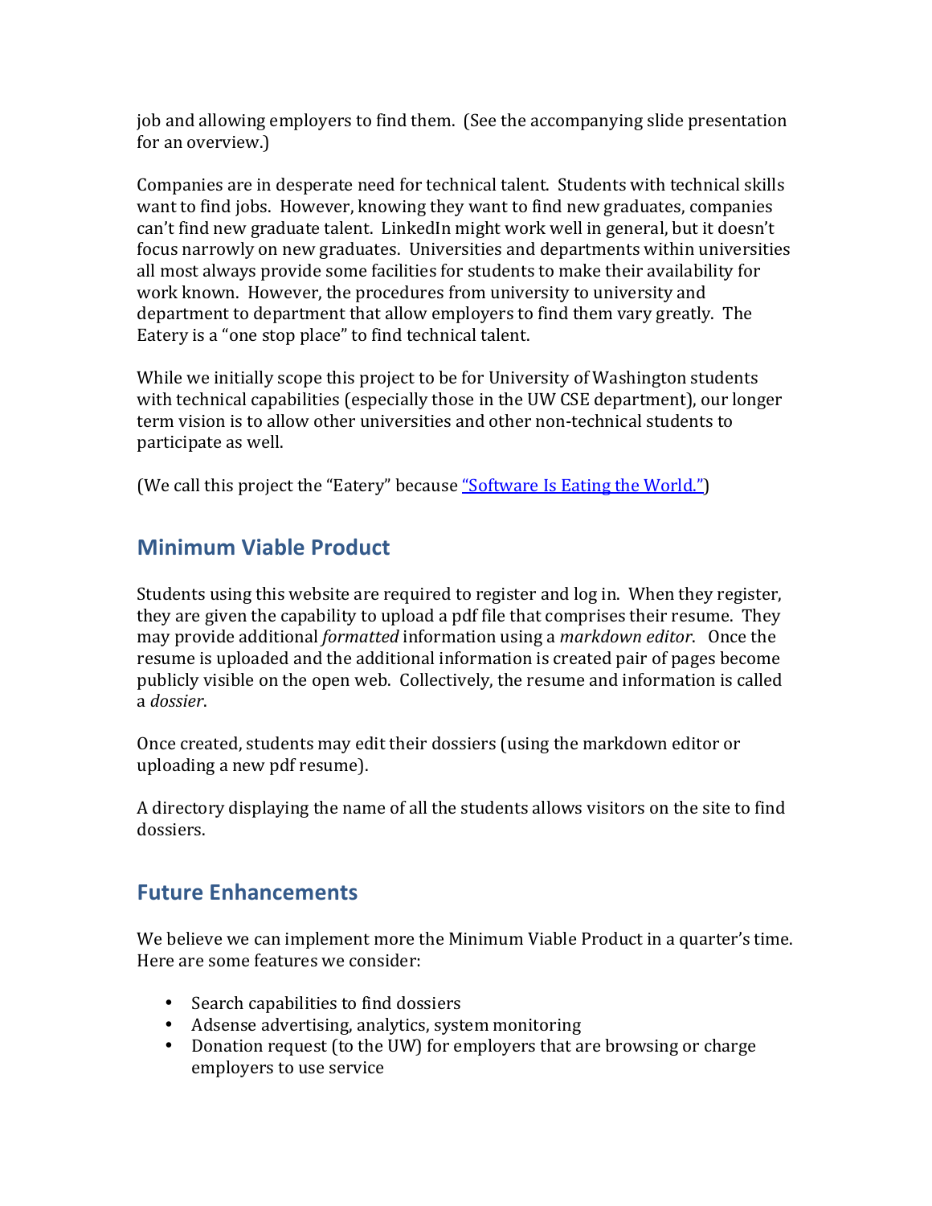job and allowing employers to find them. (See the accompanying slide presentation for an overview.)

Companies are in desperate need for technical talent. Students with technical skills want to find jobs. However, knowing they want to find new graduates, companies can't find new graduate talent. LinkedIn might work well in general, but it doesn't focus narrowly on new graduates. Universities and departments within universities all most always provide some facilities for students to make their availability for work known. However, the procedures from university to university and department to department that allow employers to find them vary greatly. The Eatery is a "one stop place" to find technical talent.

While we initially scope this project to be for University of Washington students with technical capabilities (especially those in the UW CSE department), our longer term vision is to allow other universities and other non-technical students to participate as well.

(We call this project the "Eatery" because "Software Is Eating the World.")

## Minimum Viable Product

Students using this website are required to register and log in. When they register, they are given the capability to upload a pdf file that comprises their resume. They may provide additional *formatted* information using a *markdown editor*. Once the resume is uploaded and the additional information is created pair of pages become publicly visible on the open web. Collectively, the resume and information is called a *dossier*.

Once created, students may edit their dossiers (using the markdown editor or uploading a new pdf resume).

A directory displaying the name of all the students allows visitors on the site to find dossiers.

## Future Enhancements

We believe we can implement more the Minimum Viable Product in a quarter's time. Here are some features we consider:

- Search capabilities to find dossiers
- Adsense advertising, analytics, system monitoring
- Donation request (to the UW) for employers that are browsing or charge employers to use service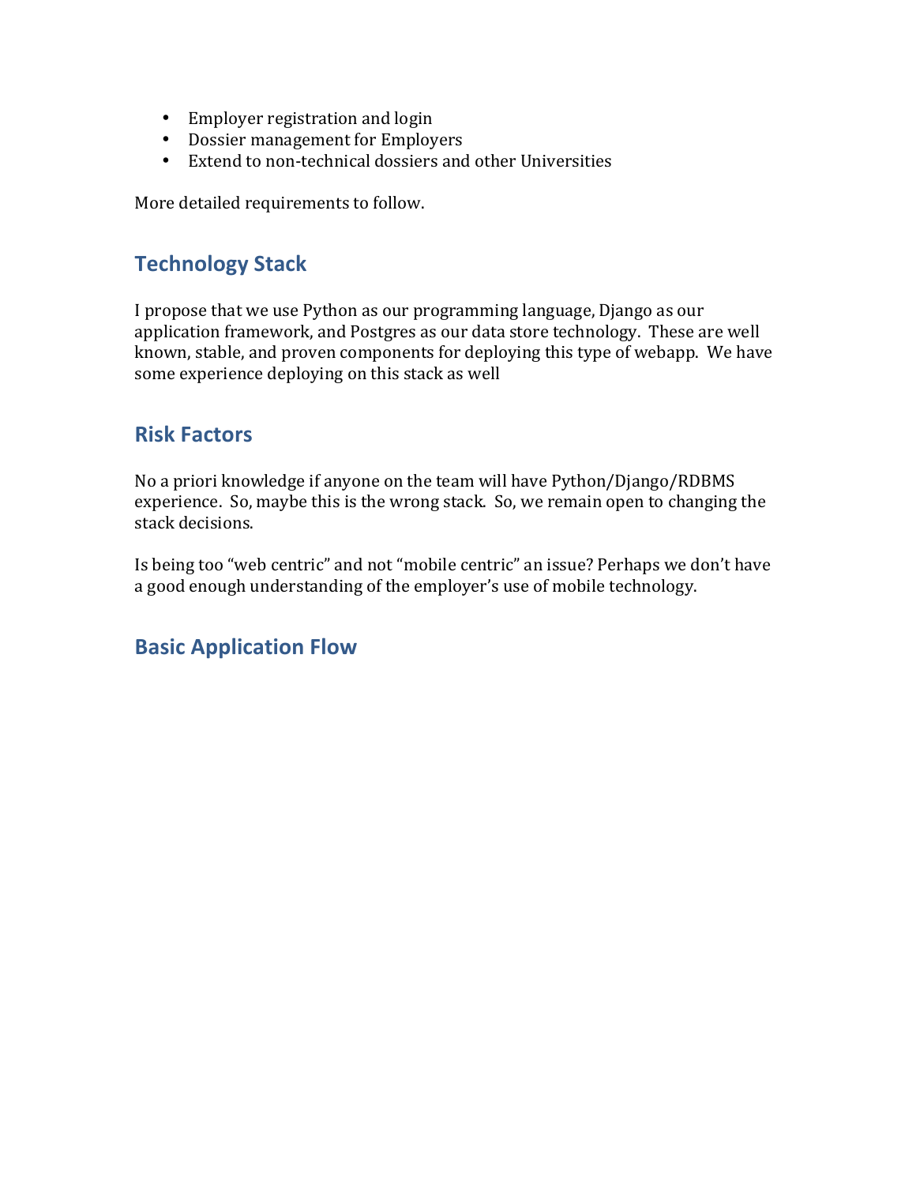- Employer registration and login
- Dossier management for Employers
- Extend to non-technical dossiers and other Universities

More detailed requirements to follow.

## Technology Stack

I propose that we use Python as our programming language, Django as our application framework, and Postgres as our data store technology. These are well known, stable, and proven components for deploying this type of webapp. We have some experience deploying on this stack as well

## Risk Factors

No a priori knowledge if anyone on the team will have Python/Django/RDBMS experience. So, maybe this is the wrong stack. So, we remain open to changing the stack decisions.

Is being too "web centric" and not "mobile centric" an issue? Perhaps we don't have a good enough understanding of the employer's use of mobile technology.

## Basic Application Flow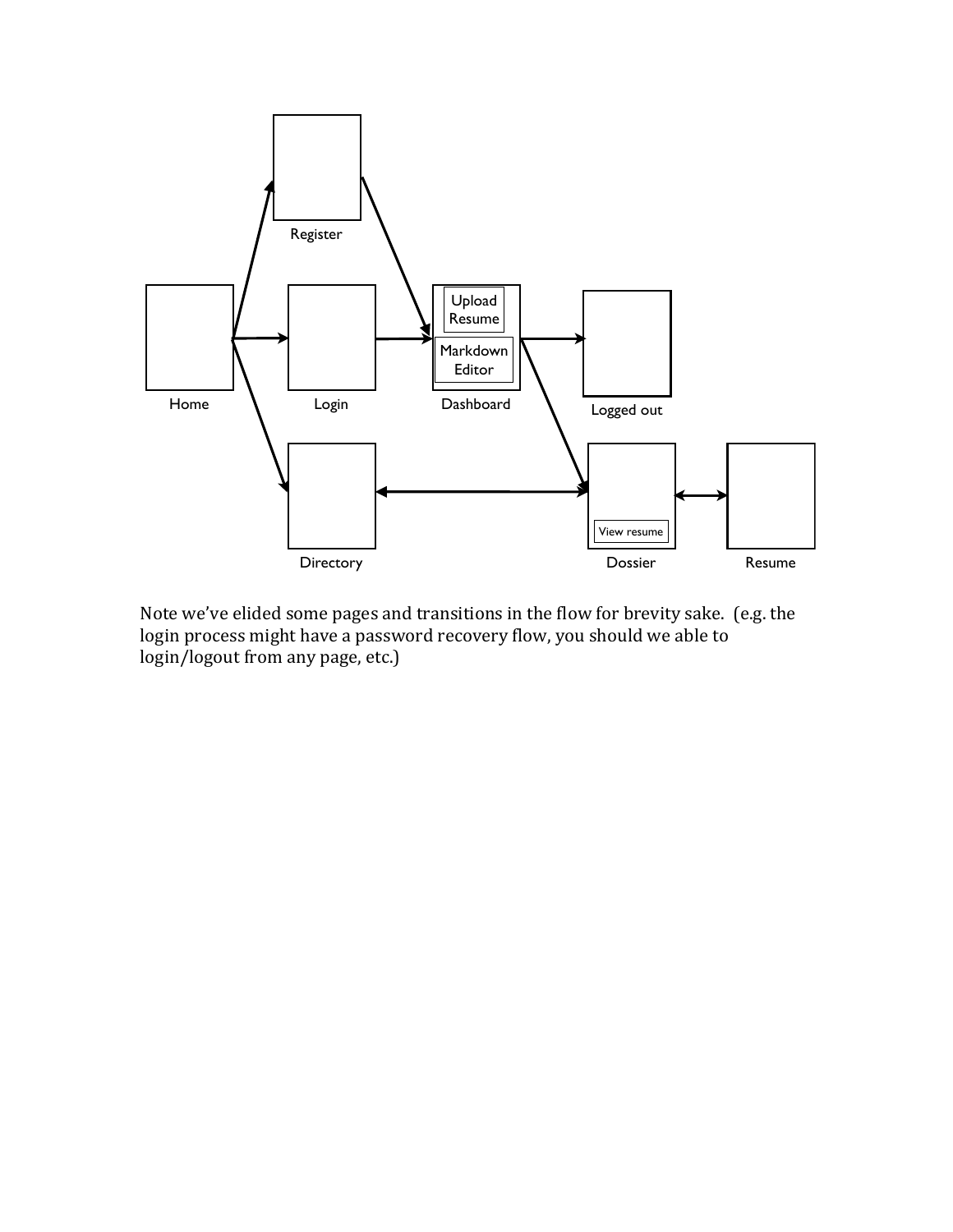Register

Upload Resume

Markdown Editor

Home

Login

Dashboard

Logged out

View resume

Directory

Dossier

Resume

Note we've elided some pages and transitions in the flow for brevity sake. (e.g. the login process might have a password recovery flow, you should we able to login/logout from any page, etc.)